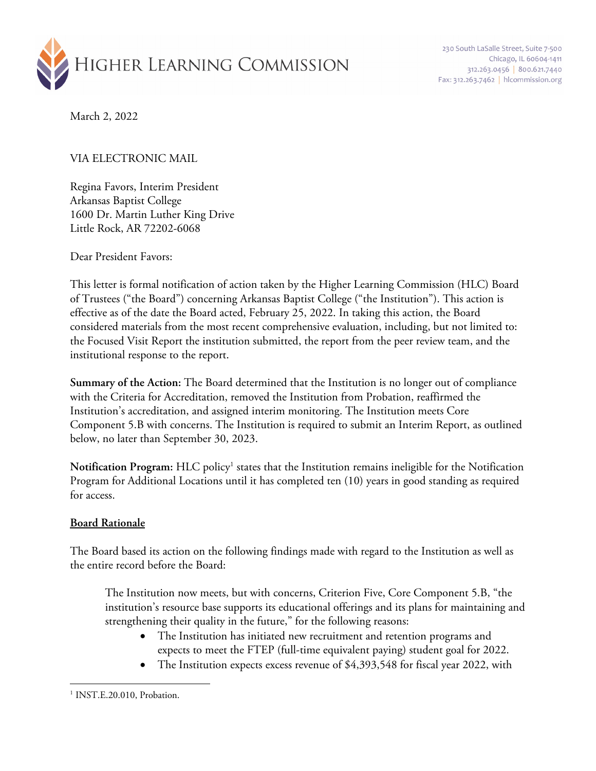# Higher Learning Commission

230 South LaSalle Street, Suite 7-500
Chicago, IL 60604-1411
312.263.0456 | 800.621.7440
Fax: 312.263.7462 | hlcommission.org

March 2, 2022

VIA ELECTRONIC MAIL

Regina Favors, Interim President
Arkansas Baptist College
1600 Dr. Martin Luther King Drive
Little Rock, AR 72202-6068

Dear President Favors:

This letter is formal notification of action taken by the Higher Learning Commission (HLC) Board of Trustees ("the Board") concerning Arkansas Baptist College ("the Institution"). This action is effective as of the date the Board acted, February 25, 2022. In taking this action, the Board considered materials from the most recent comprehensive evaluation, including, but not limited to: the Focused Visit Report the institution submitted, the report from the peer review team, and the institutional response to the report.

**Summary of the Action:** The Board determined that the Institution is no longer out of compliance with the Criteria for Accreditation, removed the Institution from Probation, reaffirmed the Institution's accreditation, and assigned interim monitoring. The Institution meets Core Component 5.B with concerns. The Institution is required to submit an Interim Report, as outlined below, no later than September 30, 2023.

**Notification Program:** HLC policy[1] states that the Institution remains ineligible for the Notification Program for Additional Locations until it has completed ten (10) years in good standing as required for access.

**Board Rationale**

The Board based its action on the following findings made with regard to the Institution as well as the entire record before the Board:

> The Institution now meets, but with concerns, Criterion Five, Core Component 5.B, "the institution's resource base supports its educational offerings and its plans for maintaining and strengthening their quality in the future," for the following reasons:
>
> - The Institution has initiated new recruitment and retention programs and expects to meet the FTEP (full-time equivalent paying) student goal for 2022.
> - The Institution expects excess revenue of $4,393,548 for fiscal year 2022, with

[1] INST.E.20.010, Probation.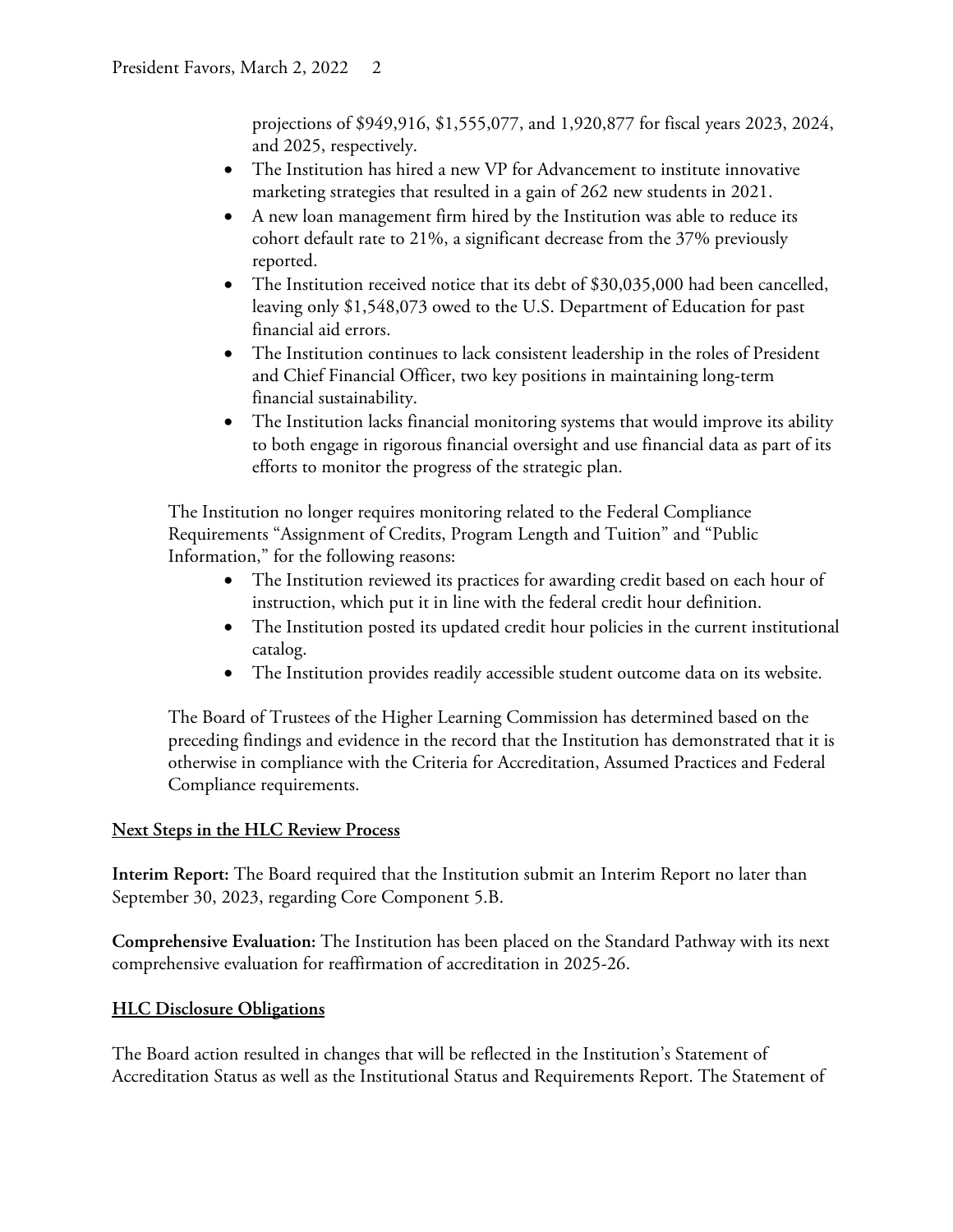projections of $949,916, $1,555,077, and 1,920,877 for fiscal years 2023, 2024, and 2025, respectively.

- The Institution has hired a new VP for Advancement to institute innovative marketing strategies that resulted in a gain of 262 new students in 2021.
- A new loan management firm hired by the Institution was able to reduce its cohort default rate to 21%, a significant decrease from the 37% previously reported.
- The Institution received notice that its debt of $30,035,000 had been cancelled, leaving only $1,548,073 owed to the U.S. Department of Education for past financial aid errors.
- The Institution continues to lack consistent leadership in the roles of President and Chief Financial Officer, two key positions in maintaining long-term financial sustainability.
- The Institution lacks financial monitoring systems that would improve its ability to both engage in rigorous financial oversight and use financial data as part of its efforts to monitor the progress of the strategic plan.

The Institution no longer requires monitoring related to the Federal Compliance Requirements "Assignment of Credits, Program Length and Tuition" and "Public Information," for the following reasons:

- The Institution reviewed its practices for awarding credit based on each hour of instruction, which put it in line with the federal credit hour definition.
- The Institution posted its updated credit hour policies in the current institutional catalog.
- The Institution provides readily accessible student outcome data on its website.

The Board of Trustees of the Higher Learning Commission has determined based on the preceding findings and evidence in the record that the Institution has demonstrated that it is otherwise in compliance with the Criteria for Accreditation, Assumed Practices and Federal Compliance requirements.

## Next Steps in the HLC Review Process

**Interim Report:** The Board required that the Institution submit an Interim Report no later than September 30, 2023, regarding Core Component 5.B.

**Comprehensive Evaluation:** The Institution has been placed on the Standard Pathway with its next comprehensive evaluation for reaffirmation of accreditation in 2025-26.

## HLC Disclosure Obligations

The Board action resulted in changes that will be reflected in the Institution's Statement of Accreditation Status as well as the Institutional Status and Requirements Report. The Statement of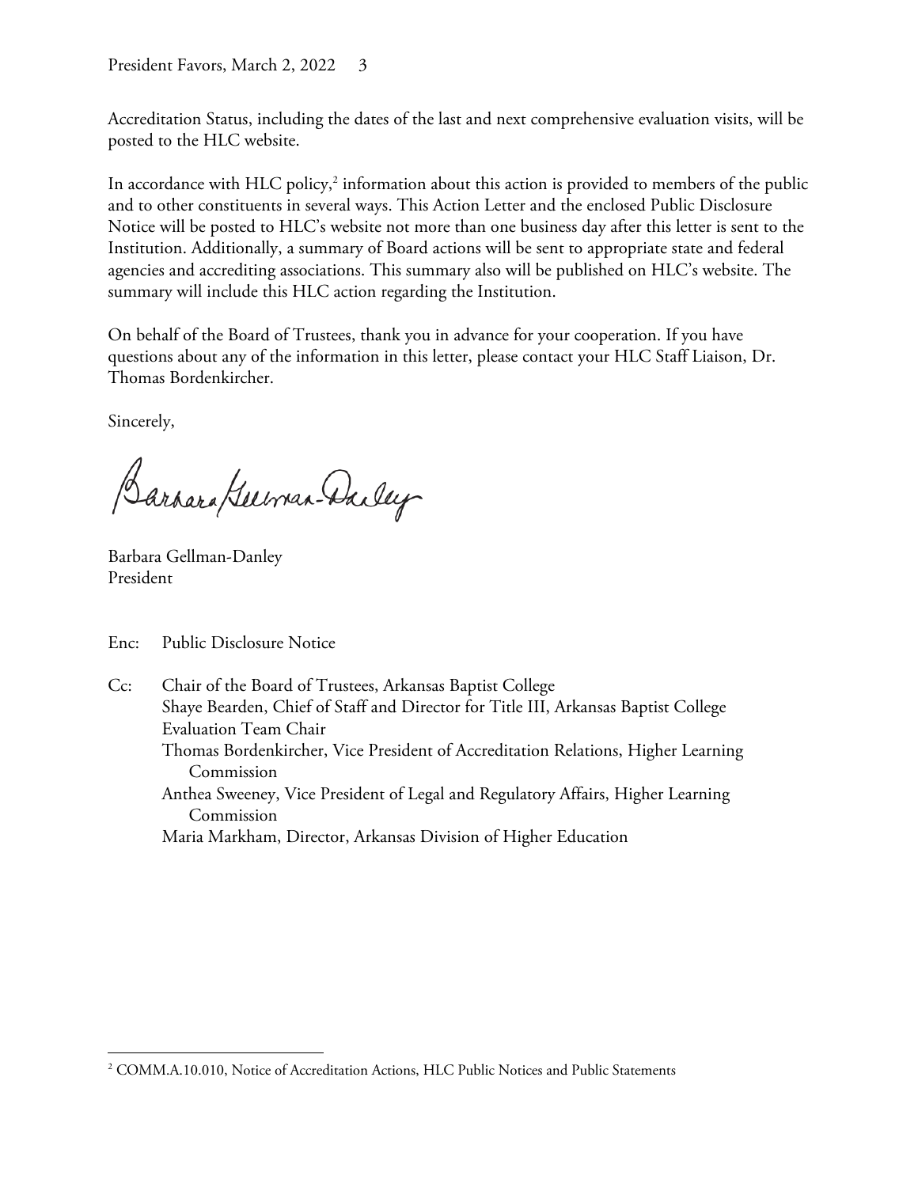Accreditation Status, including the dates of the last and next comprehensive evaluation visits, will be posted to the HLC website.

In accordance with HLC policy,[2] information about this action is provided to members of the public and to other constituents in several ways. This Action Letter and the enclosed Public Disclosure Notice will be posted to HLC's website not more than one business day after this letter is sent to the Institution. Additionally, a summary of Board actions will be sent to appropriate state and federal agencies and accrediting associations. This summary also will be published on HLC's website. The summary will include this HLC action regarding the Institution.

On behalf of the Board of Trustees, thank you in advance for your cooperation. If you have questions about any of the information in this letter, please contact your HLC Staff Liaison, Dr. Thomas Bordenkircher.

Sincerely,

Barbara Gellman-Danley

Barbara Gellman-Danley
President

Enc: Public Disclosure Notice

Cc: Chair of the Board of Trustees, Arkansas Baptist College
Shaye Bearden, Chief of Staff and Director for Title III, Arkansas Baptist College
Evaluation Team Chair
Thomas Bordenkircher, Vice President of Accreditation Relations, Higher Learning Commission
Anthea Sweeney, Vice President of Legal and Regulatory Affairs, Higher Learning Commission
Maria Markham, Director, Arkansas Division of Higher Education

[2] COMM.A.10.010, Notice of Accreditation Actions, HLC Public Notices and Public Statements